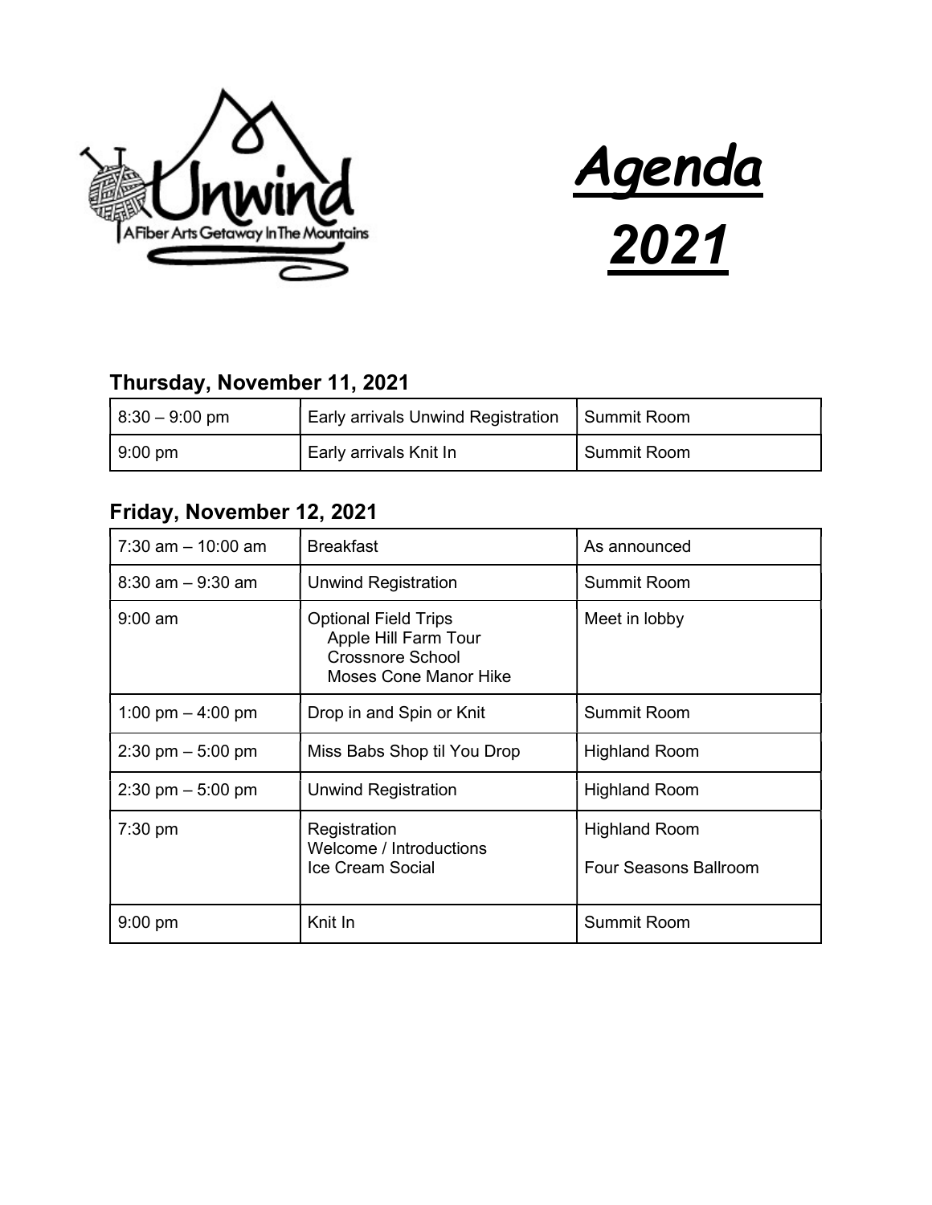# Agenda 2021

Unwind — A Fiber Arts Getaway In The Mountains

### Thursday, November 11, 2021

| | | |
|---|---|---|
| 8:30 – 9:00 pm | Early arrivals Unwind Registration | Summit Room |
| 9:00 pm | Early arrivals Knit In | Summit Room |

### Friday, November 12, 2021

| | | |
|---|---|---|
| 7:30 am – 10:00 am | Breakfast | As announced |
| 8:30 am – 9:30 am | Unwind Registration | Summit Room |
| 9:00 am | Optional Field Trips<br>Apple Hill Farm Tour<br>Crossnore School<br>Moses Cone Manor Hike | Meet in lobby |
| 1:00 pm – 4:00 pm | Drop in and Spin or Knit | Summit Room |
| 2:30 pm – 5:00 pm | Miss Babs Shop til You Drop | Highland Room |
| 2:30 pm – 5:00 pm | Unwind Registration | Highland Room |
| 7:30 pm | Registration<br>Welcome / Introductions<br>Ice Cream Social | Highland Room<br>Four Seasons Ballroom |
| 9:00 pm | Knit In | Summit Room |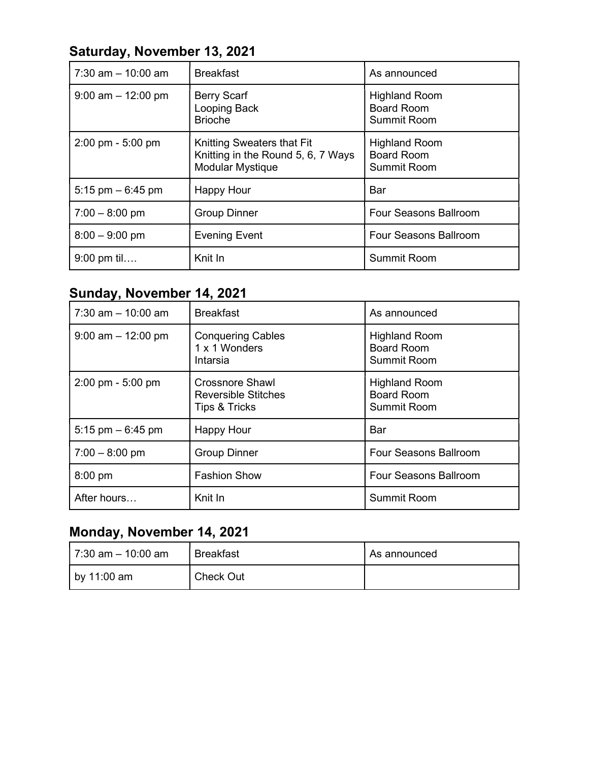## Saturday, November 13, 2021

| | | |
|---|---|---|
| 7:30 am – 10:00 am | Breakfast | As announced |
| 9:00 am – 12:00 pm | Berry Scarf<br>Looping Back<br>Brioche | Highland Room<br>Board Room<br>Summit Room |
| 2:00 pm - 5:00 pm | Knitting Sweaters that Fit<br>Knitting in the Round 5, 6, 7 Ways<br>Modular Mystique | Highland Room<br>Board Room<br>Summit Room |
| 5:15 pm – 6:45 pm | Happy Hour | Bar |
| 7:00 – 8:00 pm | Group Dinner | Four Seasons Ballroom |
| 8:00 – 9:00 pm | Evening Event | Four Seasons Ballroom |
| 9:00 pm til…. | Knit In | Summit Room |

## Sunday, November 14, 2021

| | | |
|---|---|---|
| 7:30 am – 10:00 am | Breakfast | As announced |
| 9:00 am – 12:00 pm | Conquering Cables<br>1 x 1 Wonders<br>Intarsia | Highland Room<br>Board Room<br>Summit Room |
| 2:00 pm - 5:00 pm | Crossnore Shawl<br>Reversible Stitches<br>Tips & Tricks | Highland Room<br>Board Room<br>Summit Room |
| 5:15 pm – 6:45 pm | Happy Hour | Bar |
| 7:00 – 8:00 pm | Group Dinner | Four Seasons Ballroom |
| 8:00 pm | Fashion Show | Four Seasons Ballroom |
| After hours… | Knit In | Summit Room |

## Monday, November 14, 2021

| | | |
|---|---|---|
| 7:30 am – 10:00 am | Breakfast | As announced |
| by 11:00 am | Check Out | |